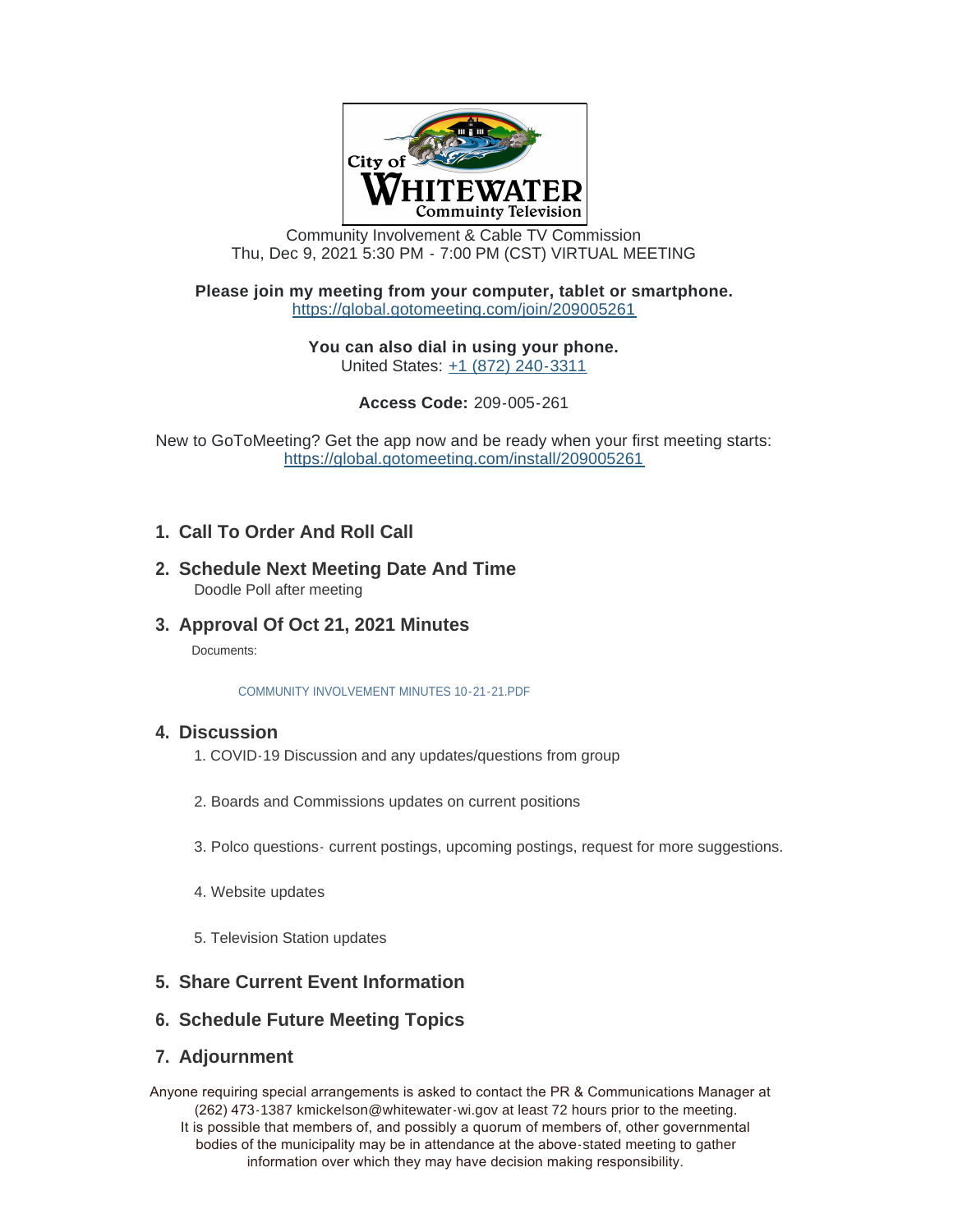City of WHITEWATER Community Television

Community Involvement & Cable TV Commission
Thu, Dec 9, 2021 5:30 PM - 7:00 PM (CST) VIRTUAL MEETING

**Please join my meeting from your computer, tablet or smartphone.**
https://global.gotomeeting.com/join/209005261

**You can also dial in using your phone.**
United States: +1 (872) 240-3311

**Access Code:** 209-005-261

New to GoToMeeting? Get the app now and be ready when your first meeting starts:
https://global.gotomeeting.com/install/209005261

## 1. Call To Order And Roll Call

## 2. Schedule Next Meeting Date And Time

Doodle Poll after meeting

## 3. Approval Of Oct 21, 2021 Minutes

Documents:

COMMUNITY INVOLVEMENT MINUTES 10-21-21.PDF

## 4. Discussion

1. COVID-19 Discussion and any updates/questions from group
2. Boards and Commissions updates on current positions
3. Polco questions- current postings, upcoming postings, request for more suggestions.
4. Website updates
5. Television Station updates

## 5. Share Current Event Information

## 6. Schedule Future Meeting Topics

## 7. Adjournment

Anyone requiring special arrangements is asked to contact the PR & Communications Manager at (262) 473-1387 kmickelson@whitewater-wi.gov at least 72 hours prior to the meeting.
It is possible that members of, and possibly a quorum of members of, other governmental bodies of the municipality may be in attendance at the above-stated meeting to gather information over which they may have decision making responsibility.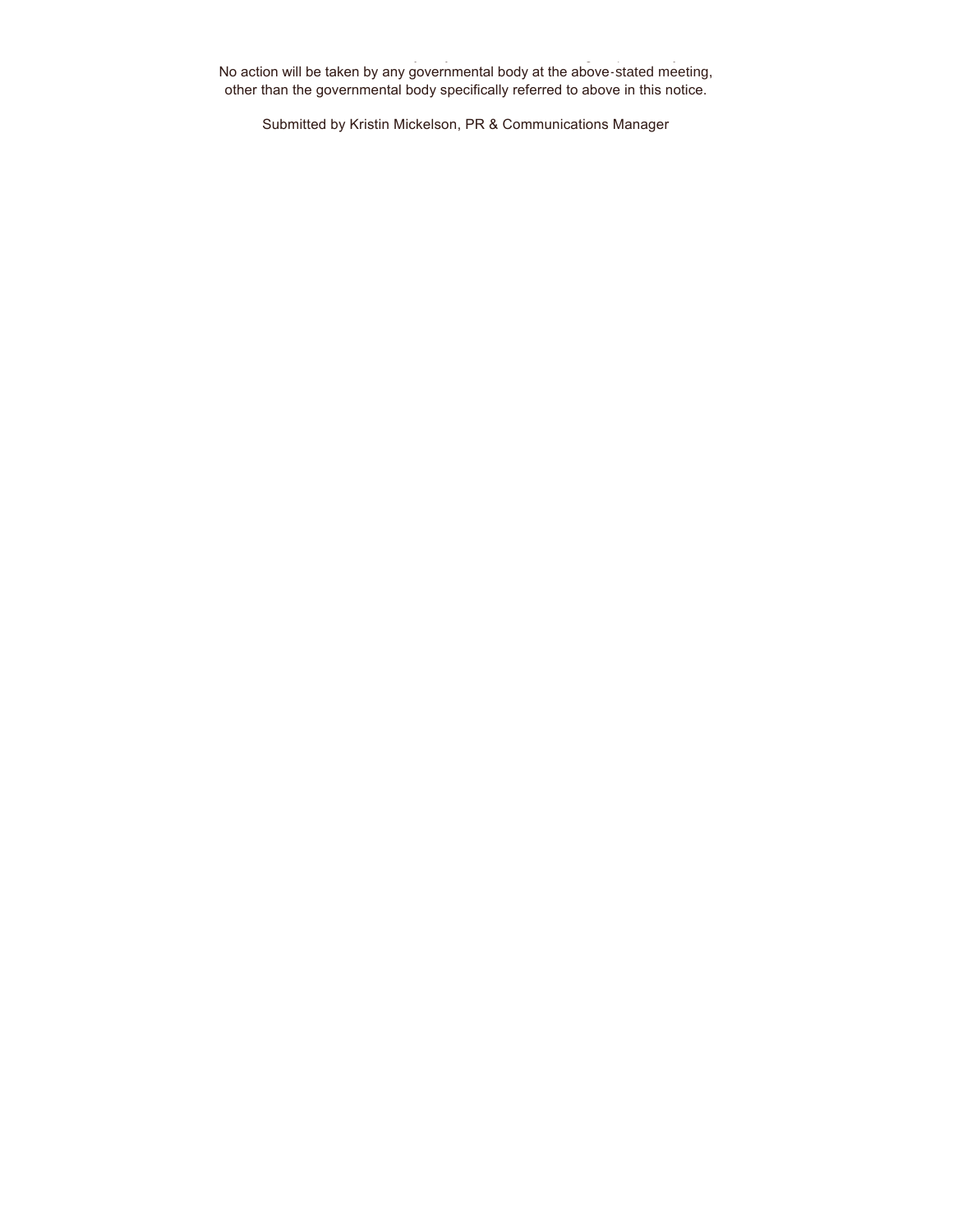No action will be taken by any governmental body at the above-stated meeting, other than the governmental body specifically referred to above in this notice.

Submitted by Kristin Mickelson, PR & Communications Manager